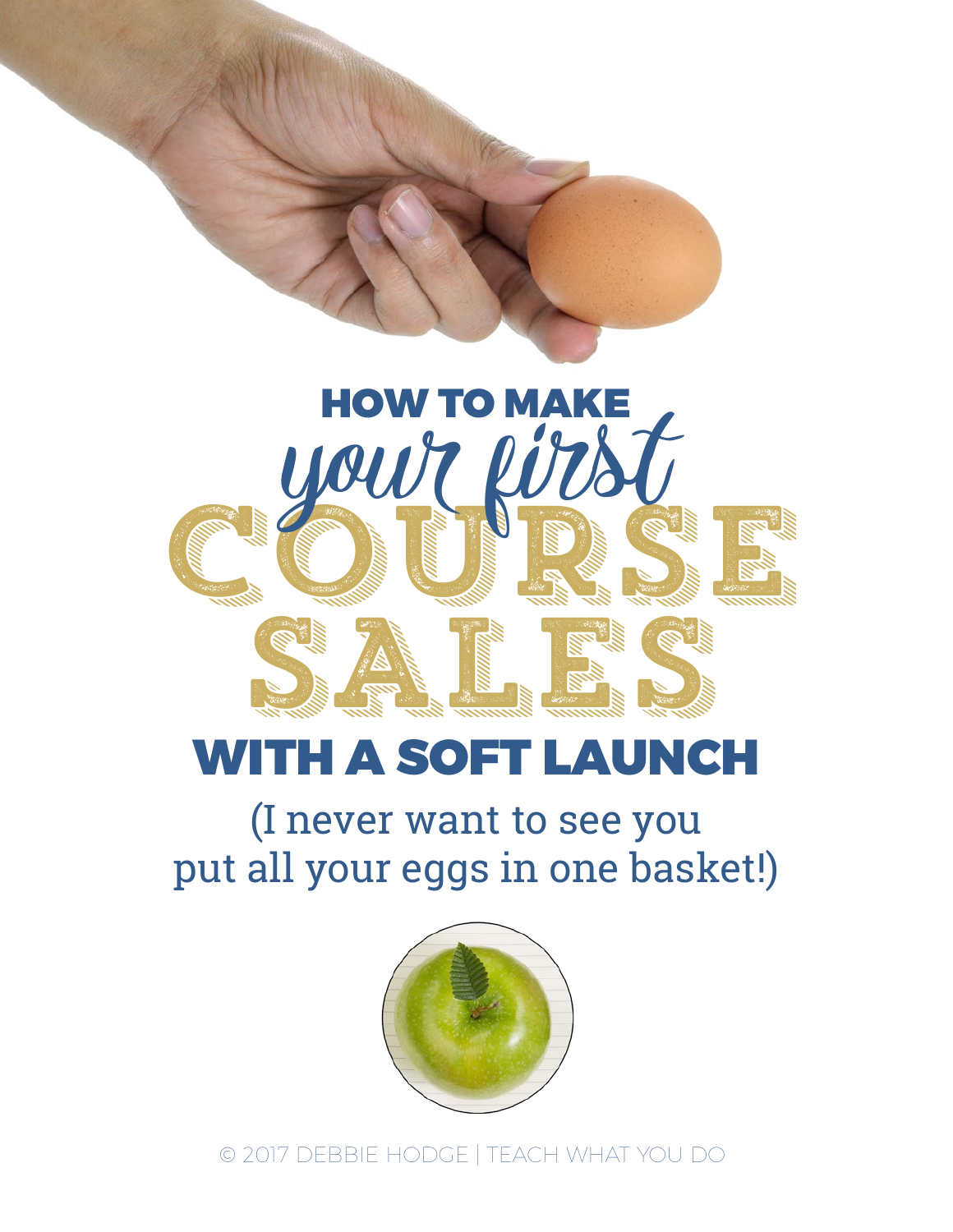# HOW TO MAKE *your first* COURSE SALES WITH A SOFT LAUNCH

(I never want to see you put all your eggs in one basket!)

© 2017 DEBBIE HODGE | TEACH WHAT YOU DO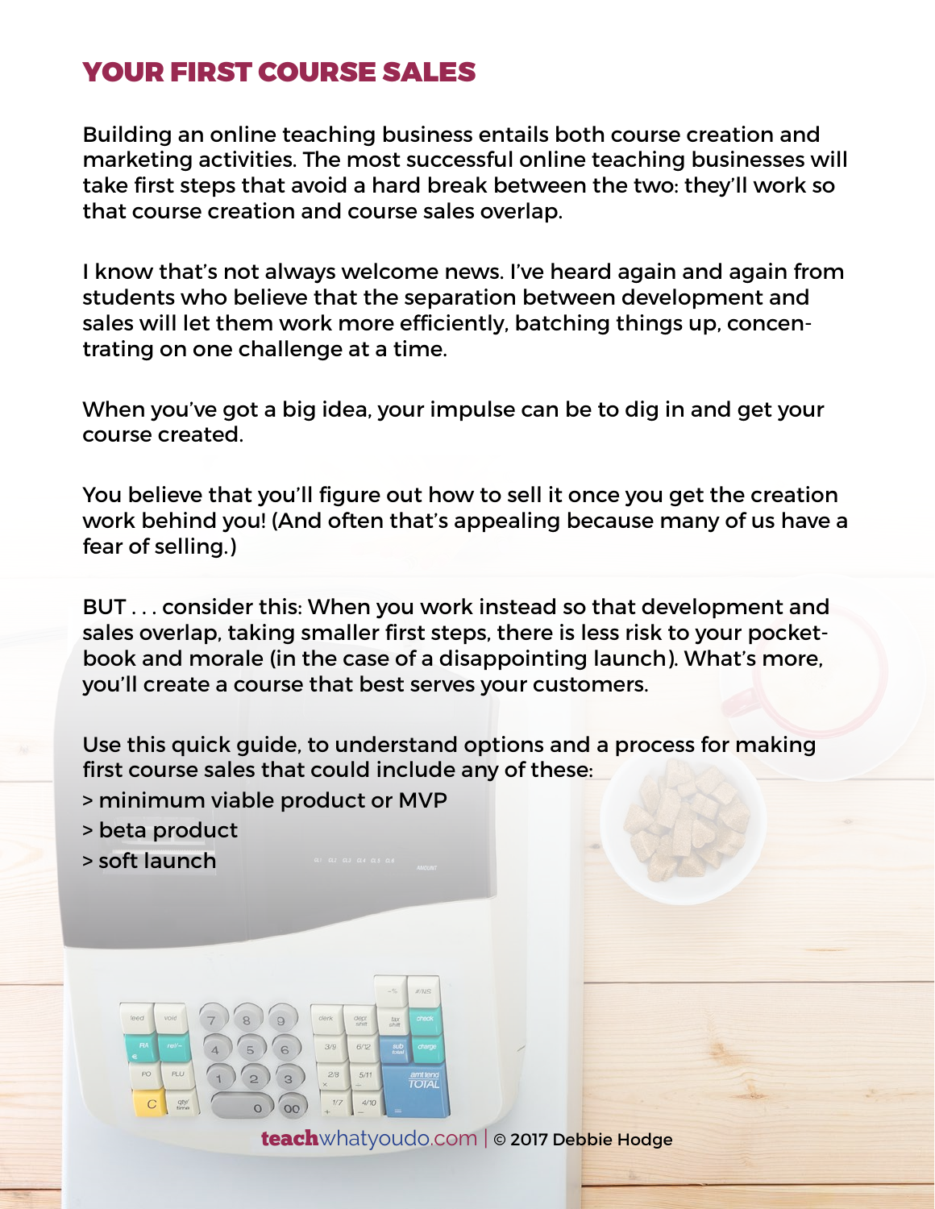## YOUR FIRST COURSE SALES

Building an online teaching business entails both course creation and marketing activities. The most successful online teaching businesses will take first steps that avoid a hard break between the two: they'll work so that course creation and course sales overlap.

I know that's not always welcome news. I've heard again and again from students who believe that the separation between development and sales will let them work more efficiently, batching things up, concentrating on one challenge at a time.

When you've got a big idea, your impulse can be to dig in and get your course created.

You believe that you'll figure out how to sell it once you get the creation work behind you! (And often that's appealing because many of us have a fear of selling.)

BUT . . . consider this: When you work instead so that development and sales overlap, taking smaller first steps, there is less risk to your pocketbook and morale (in the case of a disappointing launch). What's more, you'll create a course that best serves your customers.

Use this quick guide, to understand options and a process for making first course sales that could include any of these:

> minimum viable product or MVP
> beta product
> soft launch

teachwhatyoudo.com | © 2017 Debbie Hodge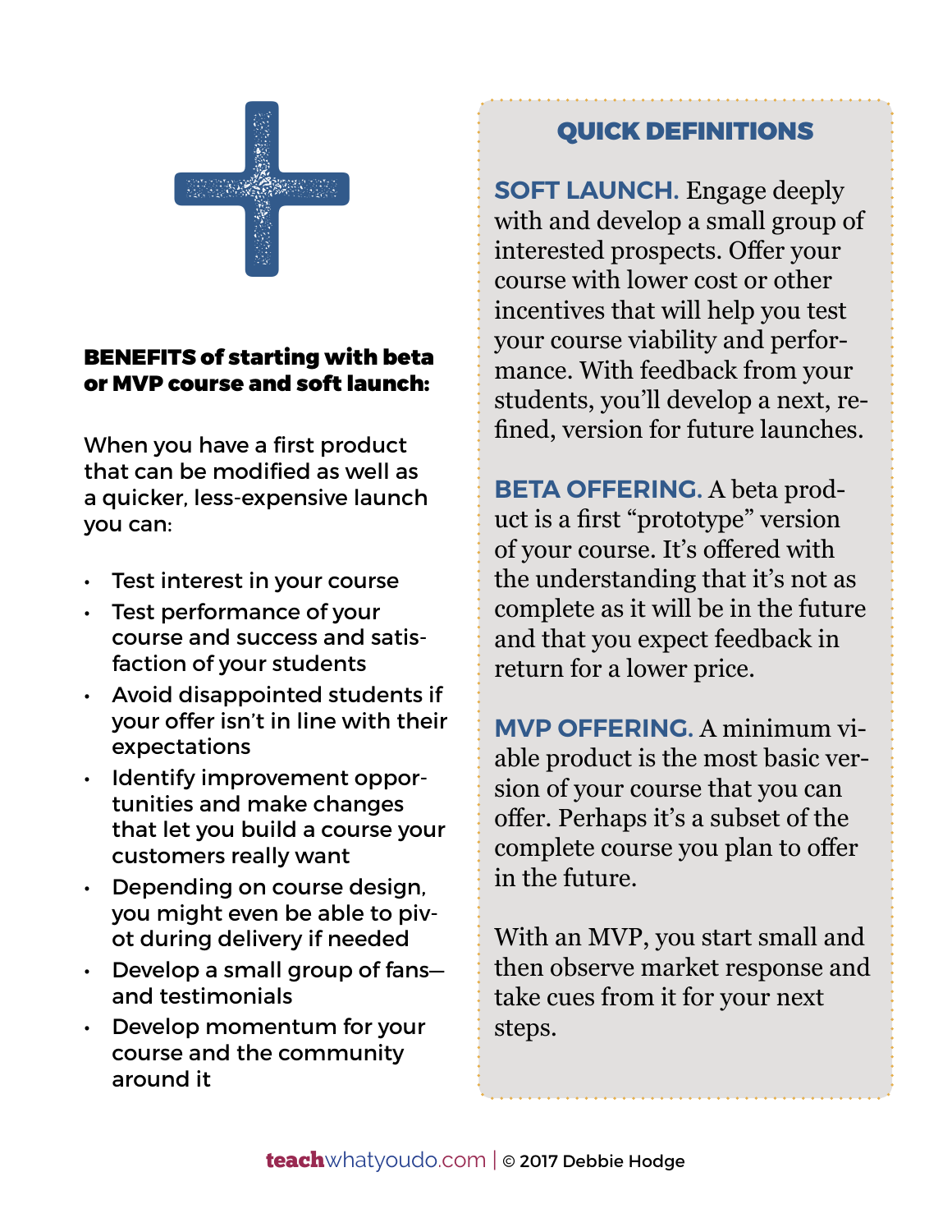**BENEFITS of starting with beta or MVP course and soft launch:**

When you have a first product that can be modified as well as a quicker, less-expensive launch you can:

- Test interest in your course
- Test performance of your course and success and satisfaction of your students
- Avoid disappointed students if your offer isn't in line with their expectations
- Identify improvement opportunities and make changes that let you build a course your customers really want
- Depending on course design, you might even be able to pivot during delivery if needed
- Develop a small group of fans—and testimonials
- Develop momentum for your course and the community around it

## QUICK DEFINITIONS

**SOFT LAUNCH.** Engage deeply with and develop a small group of interested prospects. Offer your course with lower cost or other incentives that will help you test your course viability and performance. With feedback from your students, you'll develop a next, refined, version for future launches.

**BETA OFFERING.** A beta product is a first "prototype" version of your course. It's offered with the understanding that it's not as complete as it will be in the future and that you expect feedback in return for a lower price.

**MVP OFFERING.** A minimum viable product is the most basic version of your course that you can offer. Perhaps it's a subset of the complete course you plan to offer in the future.

With an MVP, you start small and then observe market response and take cues from it for your next steps.

teachwhatyoudo.com | © 2017 Debbie Hodge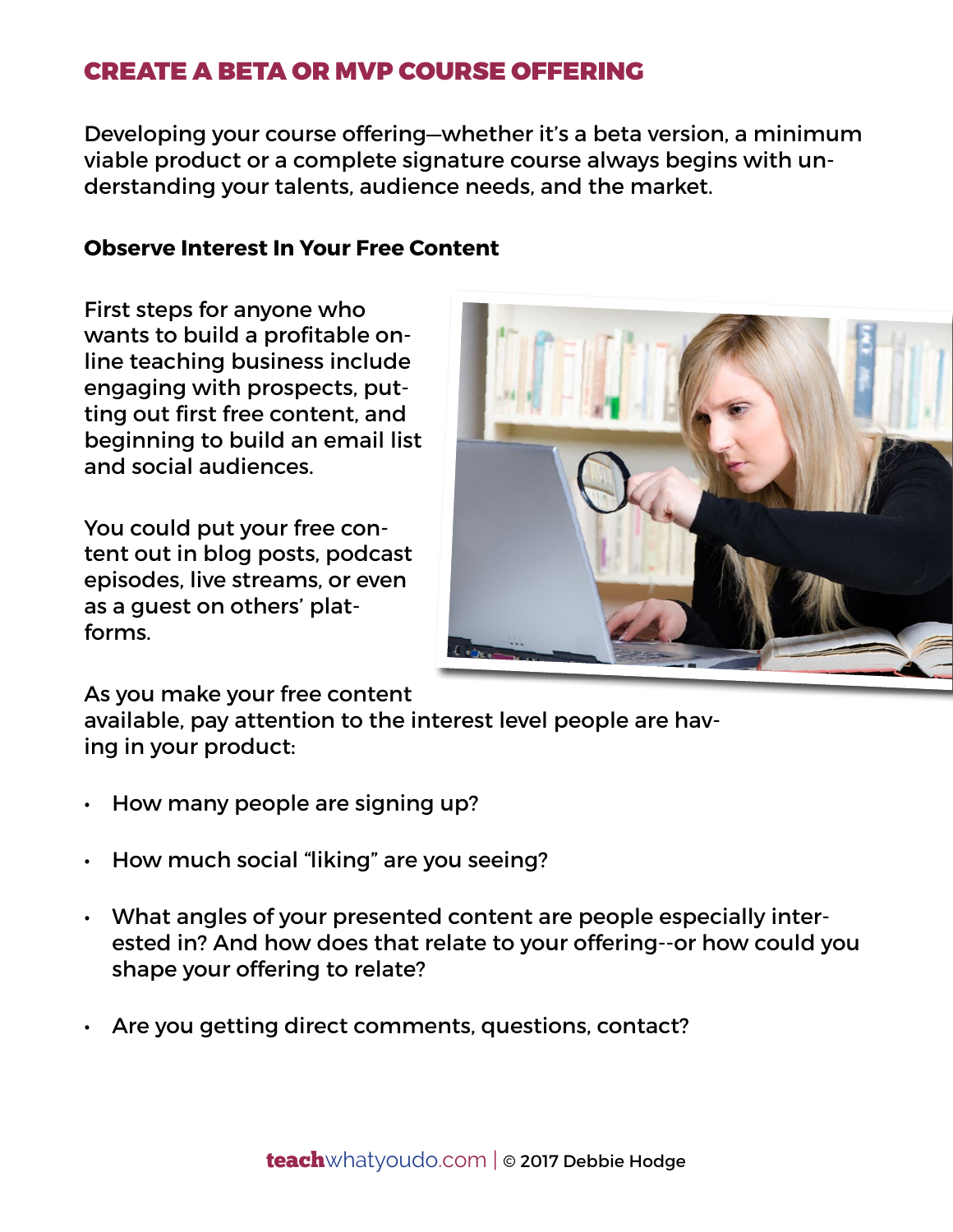## CREATE A BETA OR MVP COURSE OFFERING

Developing your course offering—whether it's a beta version, a minimum viable product or a complete signature course always begins with understanding your talents, audience needs, and the market.

### Observe Interest In Your Free Content

First steps for anyone who wants to build a profitable online teaching business include engaging with prospects, putting out first free content, and beginning to build an email list and social audiences.

You could put your free content out in blog posts, podcast episodes, live streams, or even as a guest on others' platforms.

As you make your free content available, pay attention to the interest level people are having in your product:

- How many people are signing up?
- How much social "liking" are you seeing?
- What angles of your presented content are people especially interested in? And how does that relate to your offering--or how could you shape your offering to relate?
- Are you getting direct comments, questions, contact?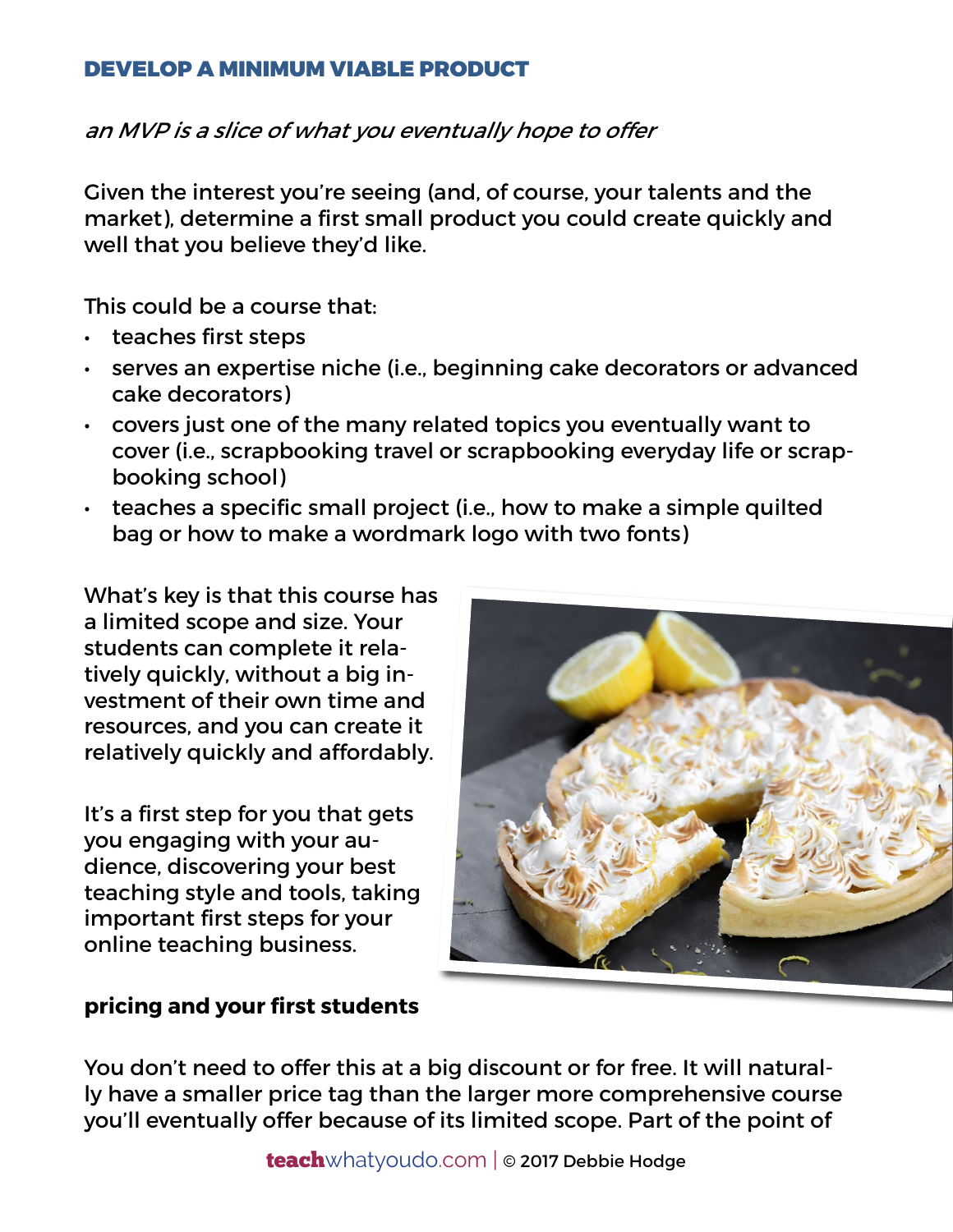## DEVELOP A MINIMUM VIABLE PRODUCT

*an MVP is a slice of what you eventually hope to offer*

Given the interest you're seeing (and, of course, your talents and the market), determine a first small product you could create quickly and well that you believe they'd like.

This could be a course that:

- teaches first steps
- serves an expertise niche (i.e., beginning cake decorators or advanced cake decorators)
- covers just one of the many related topics you eventually want to cover (i.e., scrapbooking travel or scrapbooking everyday life or scrapbooking school)
- teaches a specific small project (i.e., how to make a simple quilted bag or how to make a wordmark logo with two fonts)

What's key is that this course has a limited scope and size. Your students can complete it relatively quickly, without a big investment of their own time and resources, and you can create it relatively quickly and affordably.

It's a first step for you that gets you engaging with your audience, discovering your best teaching style and tools, taking important first steps for your online teaching business.

**pricing and your first students**

You don't need to offer this at a big discount or for free. It will naturally have a smaller price tag than the larger more comprehensive course you'll eventually offer because of its limited scope. Part of the point of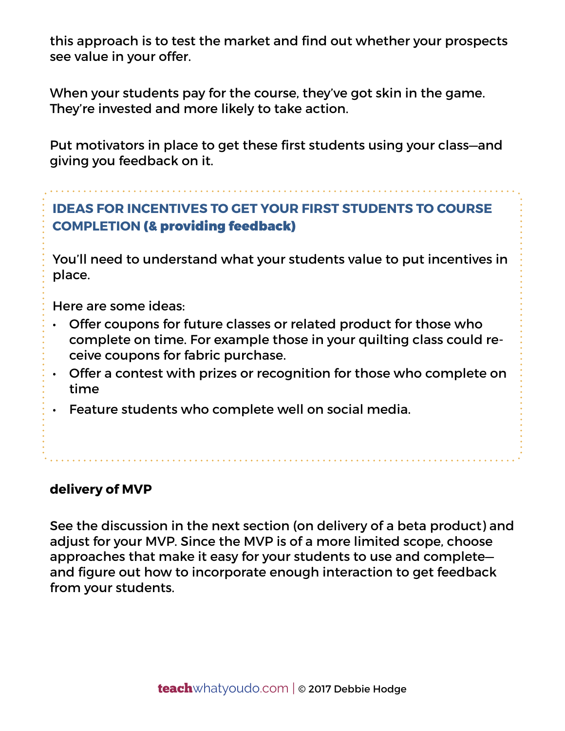this approach is to test the market and find out whether your prospects see value in your offer.

When your students pay for the course, they've got skin in the game. They're invested and more likely to take action.

Put motivators in place to get these first students using your class—and giving you feedback on it.

### IDEAS FOR INCENTIVES TO GET YOUR FIRST STUDENTS TO COURSE COMPLETION (& providing feedback)

You'll need to understand what your students value to put incentives in place.

Here are some ideas:

- Offer coupons for future classes or related product for those who complete on time. For example those in your quilting class could receive coupons for fabric purchase.
- Offer a contest with prizes or recognition for those who complete on time
- Feature students who complete well on social media.

**delivery of MVP**

See the discussion in the next section (on delivery of a beta product) and adjust for your MVP. Since the MVP is of a more limited scope, choose approaches that make it easy for your students to use and complete—and figure out how to incorporate enough interaction to get feedback from your students.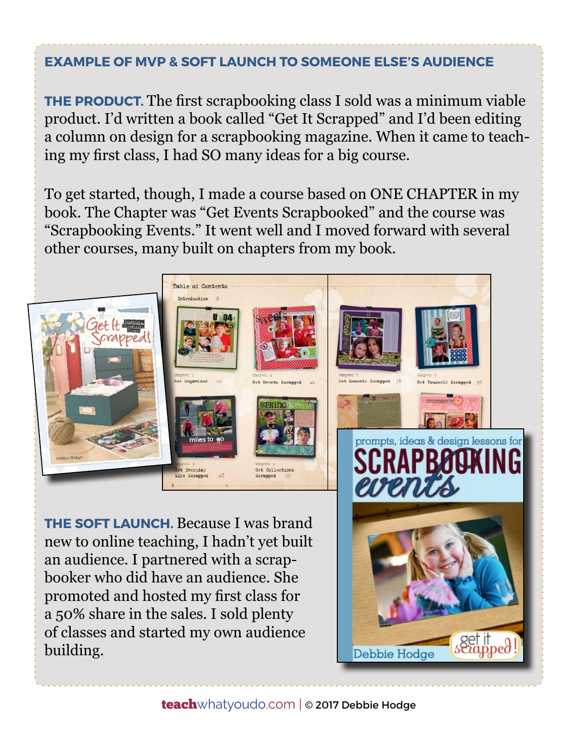## EXAMPLE OF MVP & SOFT LAUNCH TO SOMEONE ELSE'S AUDIENCE

**THE PRODUCT.** The first scrapbooking class I sold was a minimum viable product. I'd written a book called "Get It Scrapped" and I'd been editing a column on design for a scrapbooking magazine. When it came to teaching my first class, I had SO many ideas for a big course.

To get started, though, I made a course based on ONE CHAPTER in my book. The Chapter was "Get Events Scrapbooked" and the course was "Scrapbooking Events." It went well and I moved forward with several other courses, many built on chapters from my book.

**THE SOFT LAUNCH.** Because I was brand new to online teaching, I hadn't yet built an audience. I partnered with a scrapbooker who did have an audience. She promoted and hosted my first class for a 50% share in the sales. I sold plenty of classes and started my own audience building.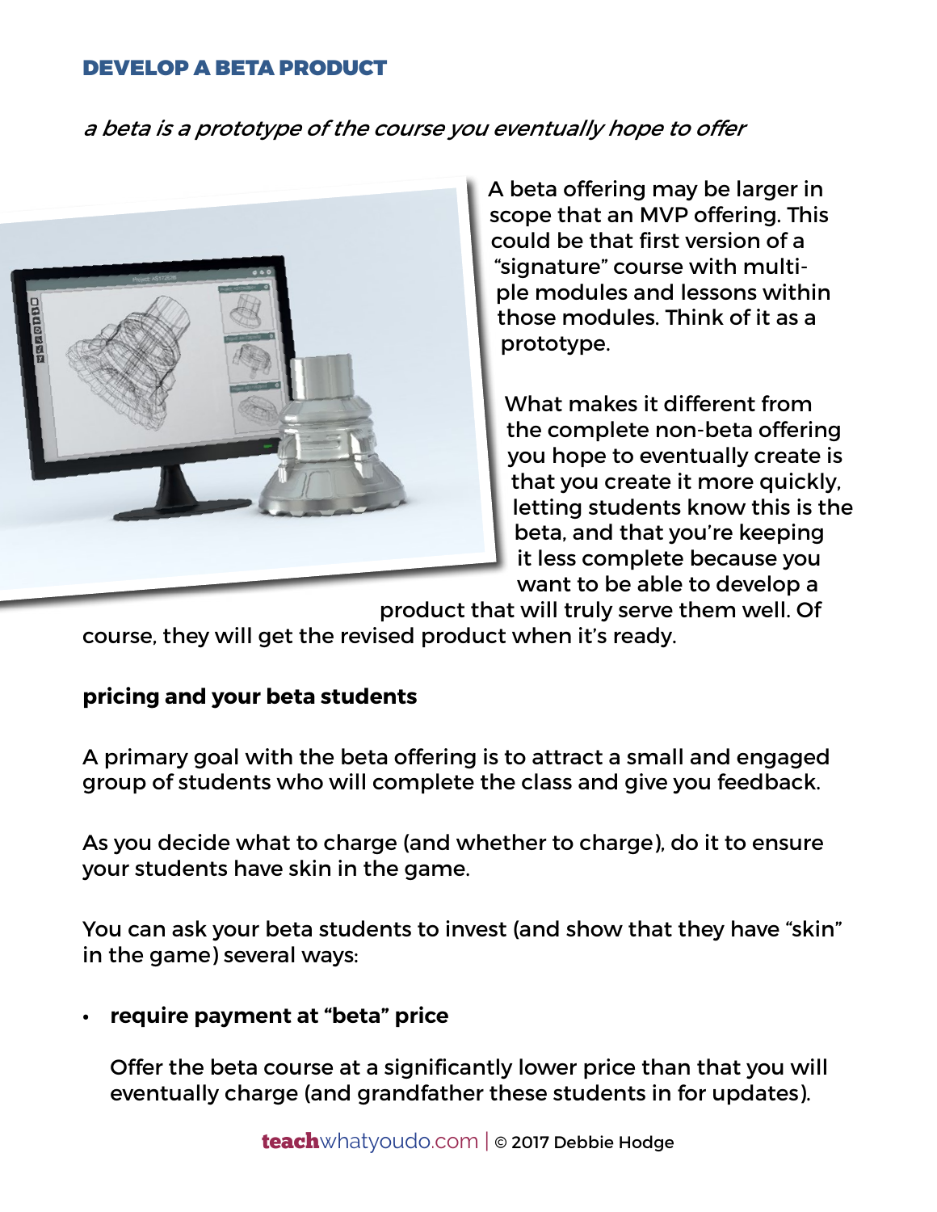## DEVELOP A BETA PRODUCT

*a beta is a prototype of the course you eventually hope to offer*

A beta offering may be larger in scope that an MVP offering. This could be that first version of a "signature" course with multiple modules and lessons within those modules. Think of it as a prototype.

What makes it different from the complete non-beta offering you hope to eventually create is that you create it more quickly, letting students know this is the beta, and that you're keeping it less complete because you want to be able to develop a product that will truly serve them well. Of course, they will get the revised product when it's ready.

### pricing and your beta students

A primary goal with the beta offering is to attract a small and engaged group of students who will complete the class and give you feedback.

As you decide what to charge (and whether to charge), do it to ensure your students have skin in the game.

You can ask your beta students to invest (and show that they have "skin" in the game) several ways:

- **require payment at "beta" price**

  Offer the beta course at a significantly lower price than that you will eventually charge (and grandfather these students in for updates).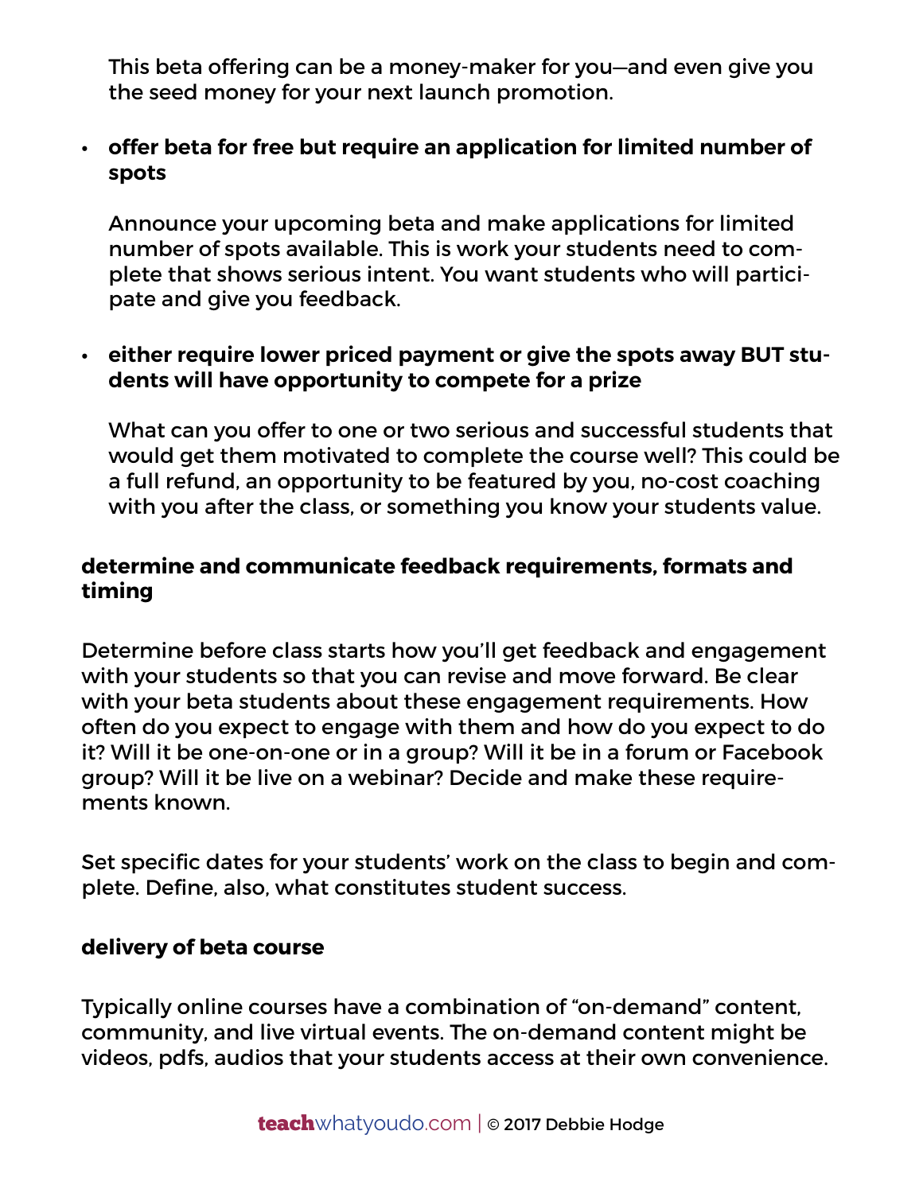This beta offering can be a money-maker for you—and even give you the seed money for your next launch promotion.

- **offer beta for free but require an application for limited number of spots**

  Announce your upcoming beta and make applications for limited number of spots available. This is work your students need to complete that shows serious intent. You want students who will participate and give you feedback.

- **either require lower priced payment or give the spots away BUT students will have opportunity to compete for a prize**

  What can you offer to one or two serious and successful students that would get them motivated to complete the course well? This could be a full refund, an opportunity to be featured by you, no-cost coaching with you after the class, or something you know your students value.

**determine and communicate feedback requirements, formats and timing**

Determine before class starts how you'll get feedback and engagement with your students so that you can revise and move forward. Be clear with your beta students about these engagement requirements. How often do you expect to engage with them and how do you expect to do it? Will it be one-on-one or in a group? Will it be in a forum or Facebook group? Will it be live on a webinar? Decide and make these requirements known.

Set specific dates for your students' work on the class to begin and complete. Define, also, what constitutes student success.

**delivery of beta course**

Typically online courses have a combination of "on-demand" content, community, and live virtual events. The on-demand content might be videos, pdfs, audios that your students access at their own convenience.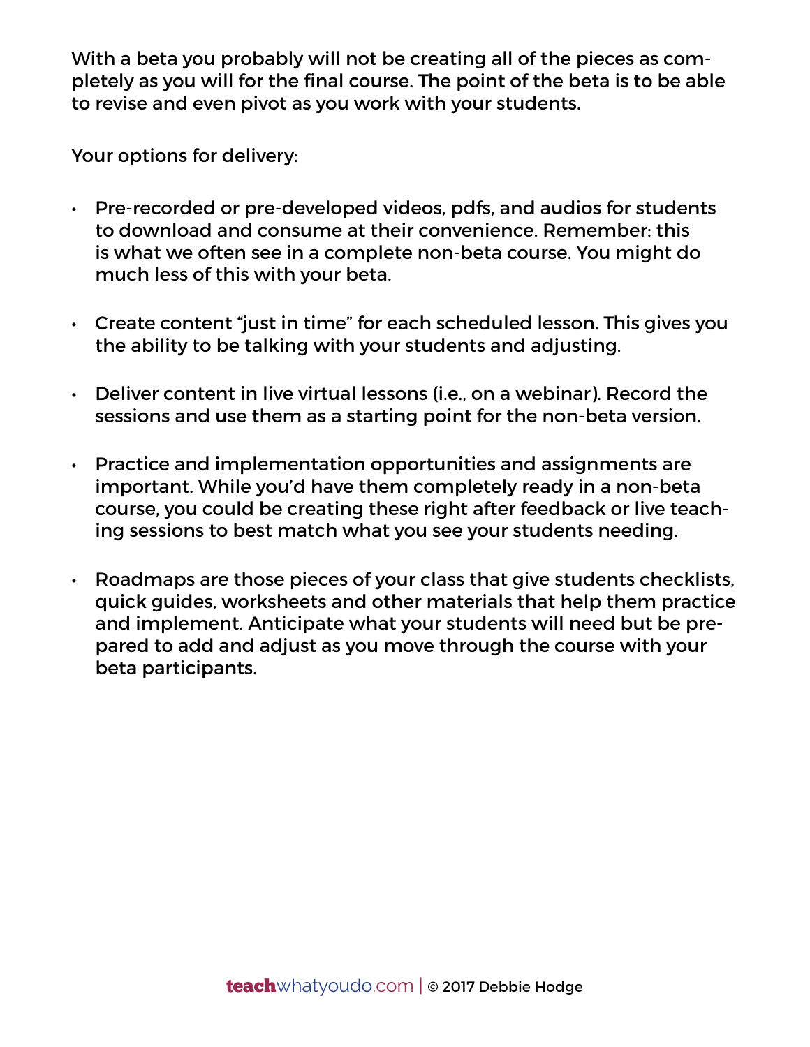With a beta you probably will not be creating all of the pieces as completely as you will for the final course. The point of the beta is to be able to revise and even pivot as you work with your students.

Your options for delivery:

- Pre-recorded or pre-developed videos, pdfs, and audios for students to download and consume at their convenience. Remember: this is what we often see in a complete non-beta course. You might do much less of this with your beta.

- Create content "just in time" for each scheduled lesson. This gives you the ability to be talking with your students and adjusting.

- Deliver content in live virtual lessons (i.e., on a webinar). Record the sessions and use them as a starting point for the non-beta version.

- Practice and implementation opportunities and assignments are important. While you'd have them completely ready in a non-beta course, you could be creating these right after feedback or live teaching sessions to best match what you see your students needing.

- Roadmaps are those pieces of your class that give students checklists, quick guides, worksheets and other materials that help them practice and implement. Anticipate what your students will need but be prepared to add and adjust as you move through the course with your beta participants.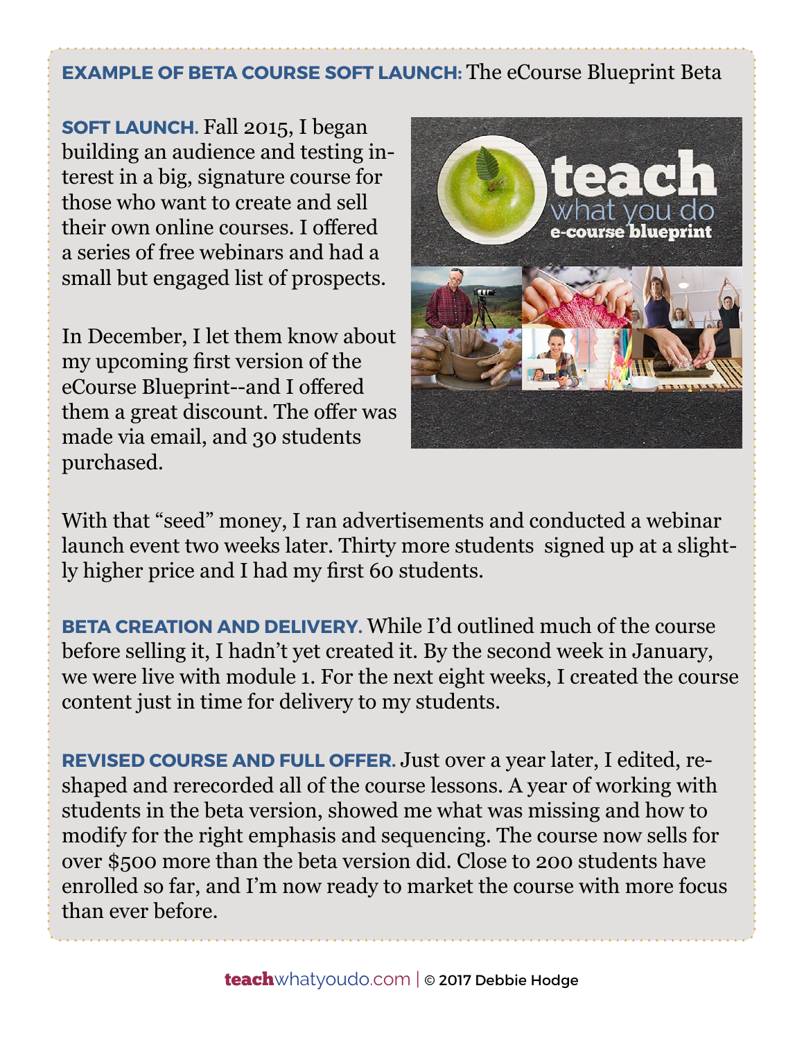**EXAMPLE OF BETA COURSE SOFT LAUNCH:** The eCourse Blueprint Beta

**SOFT LAUNCH.** Fall 2015, I began building an audience and testing interest in a big, signature course for those who want to create and sell their own online courses. I offered a series of free webinars and had a small but engaged list of prospects.

In December, I let them know about my upcoming first version of the eCourse Blueprint--and I offered them a great discount. The offer was made via email, and 30 students purchased.

With that "seed" money, I ran advertisements and conducted a webinar launch event two weeks later. Thirty more students signed up at a slightly higher price and I had my first 60 students.

**BETA CREATION AND DELIVERY.** While I'd outlined much of the course before selling it, I hadn't yet created it. By the second week in January, we were live with module 1. For the next eight weeks, I created the course content just in time for delivery to my students.

**REVISED COURSE AND FULL OFFER.** Just over a year later, I edited, reshaped and rerecorded all of the course lessons. A year of working with students in the beta version, showed me what was missing and how to modify for the right emphasis and sequencing. The course now sells for over $500 more than the beta version did. Close to 200 students have enrolled so far, and I'm now ready to market the course with more focus than ever before.

teachwhatyoudo.com | © 2017 Debbie Hodge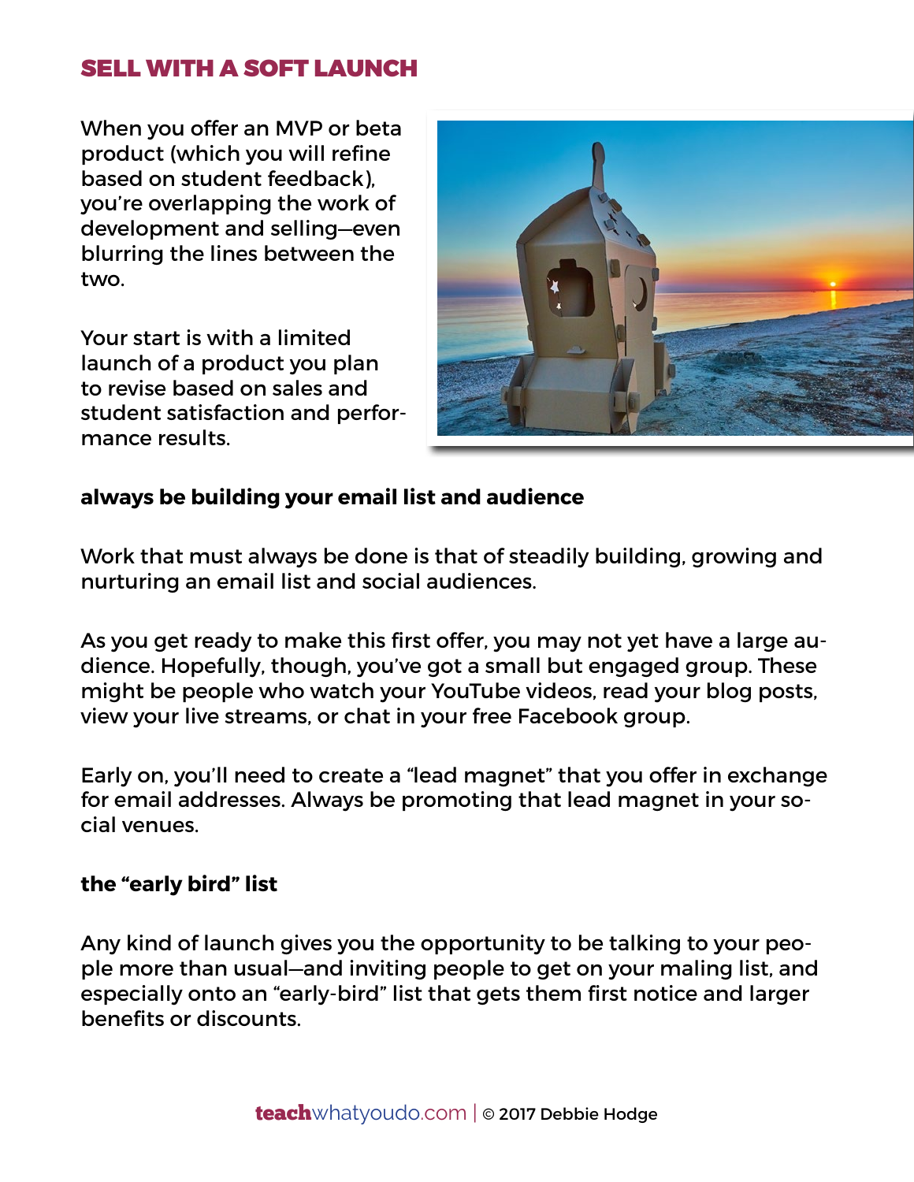## SELL WITH A SOFT LAUNCH

When you offer an MVP or beta product (which you will refine based on student feedback), you're overlapping the work of development and selling—even blurring the lines between the two.

Your start is with a limited launch of a product you plan to revise based on sales and student satisfaction and performance results.

**always be building your email list and audience**

Work that must always be done is that of steadily building, growing and nurturing an email list and social audiences.

As you get ready to make this first offer, you may not yet have a large audience. Hopefully, though, you've got a small but engaged group. These might be people who watch your YouTube videos, read your blog posts, view your live streams, or chat in your free Facebook group.

Early on, you'll need to create a "lead magnet" that you offer in exchange for email addresses. Always be promoting that lead magnet in your social venues.

**the "early bird" list**

Any kind of launch gives you the opportunity to be talking to your people more than usual—and inviting people to get on your maling list, and especially onto an "early-bird" list that gets them first notice and larger benefits or discounts.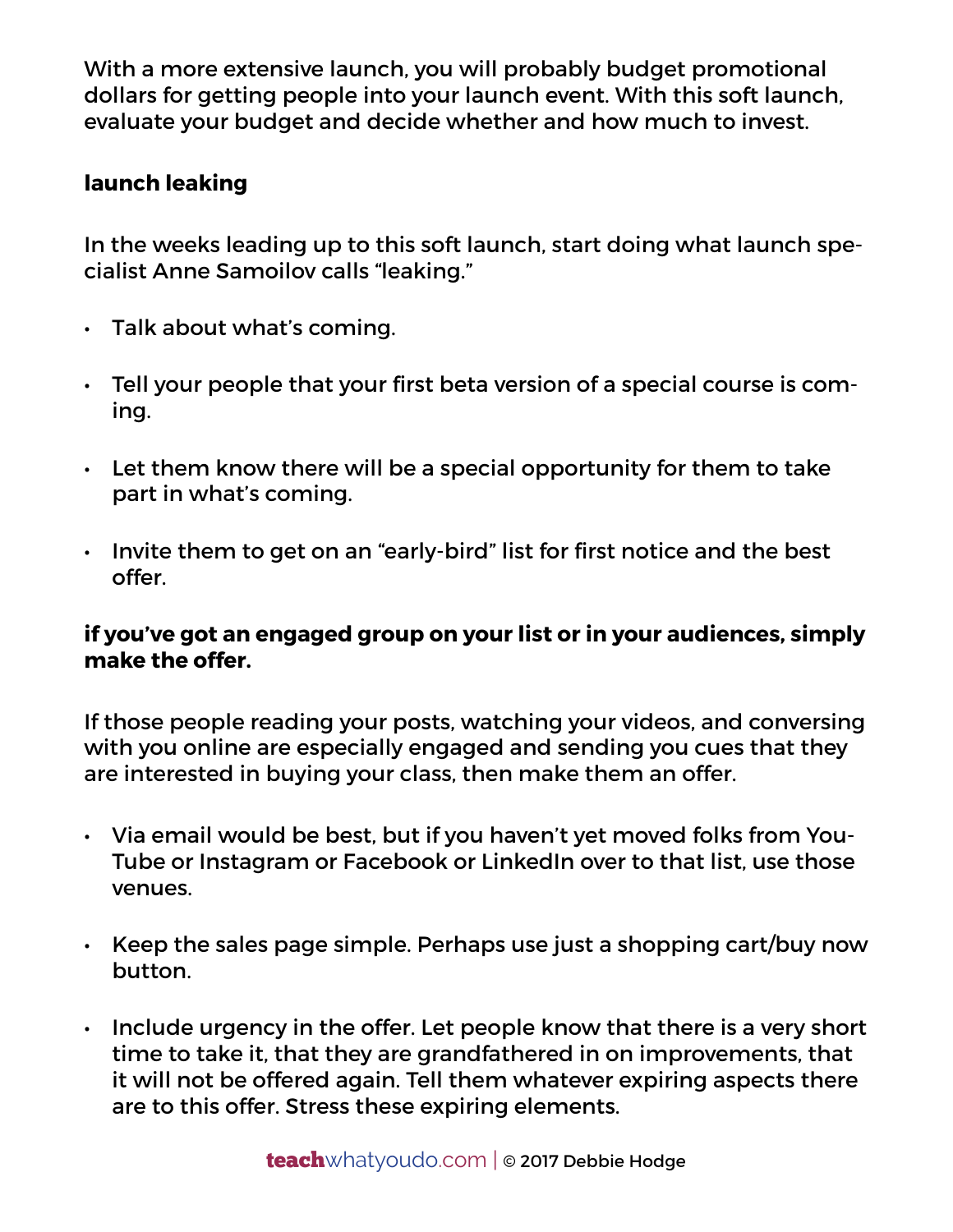With a more extensive launch, you will probably budget promotional dollars for getting people into your launch event. With this soft launch, evaluate your budget and decide whether and how much to invest.

### launch leaking

In the weeks leading up to this soft launch, start doing what launch specialist Anne Samoilov calls "leaking."

- Talk about what's coming.
- Tell your people that your first beta version of a special course is coming.
- Let them know there will be a special opportunity for them to take part in what's coming.
- Invite them to get on an "early-bird" list for first notice and the best offer.

### if you've got an engaged group on your list or in your audiences, simply make the offer.

If those people reading your posts, watching your videos, and conversing with you online are especially engaged and sending you cues that they are interested in buying your class, then make them an offer.

- Via email would be best, but if you haven't yet moved folks from YouTube or Instagram or Facebook or LinkedIn over to that list, use those venues.
- Keep the sales page simple. Perhaps use just a shopping cart/buy now button.
- Include urgency in the offer. Let people know that there is a very short time to take it, that they are grandfathered in on improvements, that it will not be offered again. Tell them whatever expiring aspects there are to this offer. Stress these expiring elements.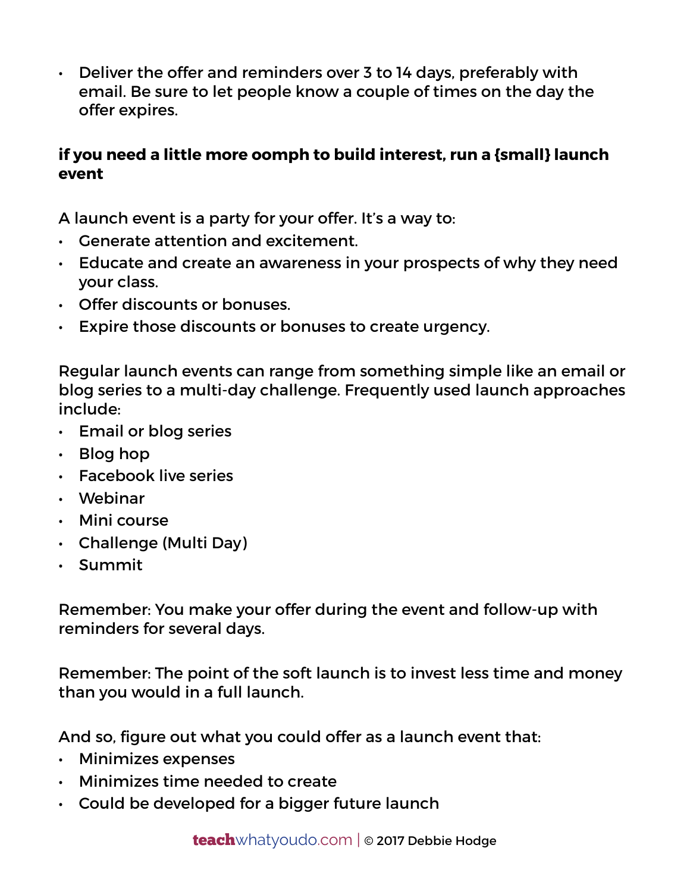- Deliver the offer and reminders over 3 to 14 days, preferably with email. Be sure to let people know a couple of times on the day the offer expires.

**if you need a little more oomph to build interest, run a {small} launch event**

A launch event is a party for your offer. It's a way to:

- Generate attention and excitement.
- Educate and create an awareness in your prospects of why they need your class.
- Offer discounts or bonuses.
- Expire those discounts or bonuses to create urgency.

Regular launch events can range from something simple like an email or blog series to a multi-day challenge. Frequently used launch approaches include:

- Email or blog series
- Blog hop
- Facebook live series
- Webinar
- Mini course
- Challenge (Multi Day)
- Summit

Remember: You make your offer during the event and follow-up with reminders for several days.

Remember: The point of the soft launch is to invest less time and money than you would in a full launch.

And so, figure out what you could offer as a launch event that:

- Minimizes expenses
- Minimizes time needed to create
- Could be developed for a bigger future launch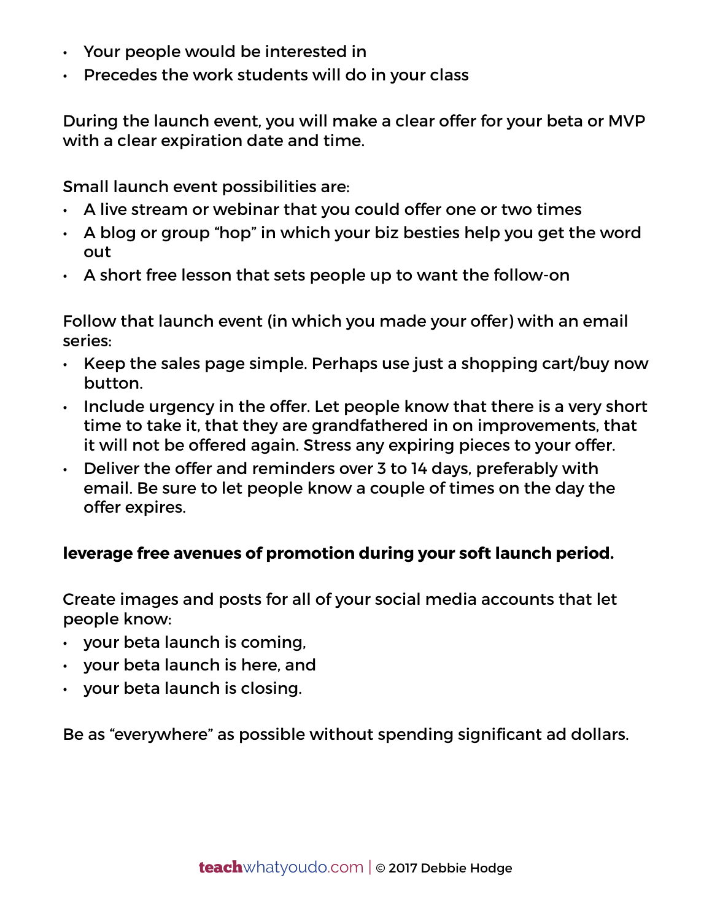- Your people would be interested in
- Precedes the work students will do in your class

During the launch event, you will make a clear offer for your beta or MVP with a clear expiration date and time.

Small launch event possibilities are:

- A live stream or webinar that you could offer one or two times
- A blog or group "hop" in which your biz besties help you get the word out
- A short free lesson that sets people up to want the follow-on

Follow that launch event (in which you made your offer) with an email series:

- Keep the sales page simple. Perhaps use just a shopping cart/buy now button.
- Include urgency in the offer. Let people know that there is a very short time to take it, that they are grandfathered in on improvements, that it will not be offered again. Stress any expiring pieces to your offer.
- Deliver the offer and reminders over 3 to 14 days, preferably with email. Be sure to let people know a couple of times on the day the offer expires.

**leverage free avenues of promotion during your soft launch period.**

Create images and posts for all of your social media accounts that let people know:

- your beta launch is coming,
- your beta launch is here, and
- your beta launch is closing.

Be as "everywhere" as possible without spending significant ad dollars.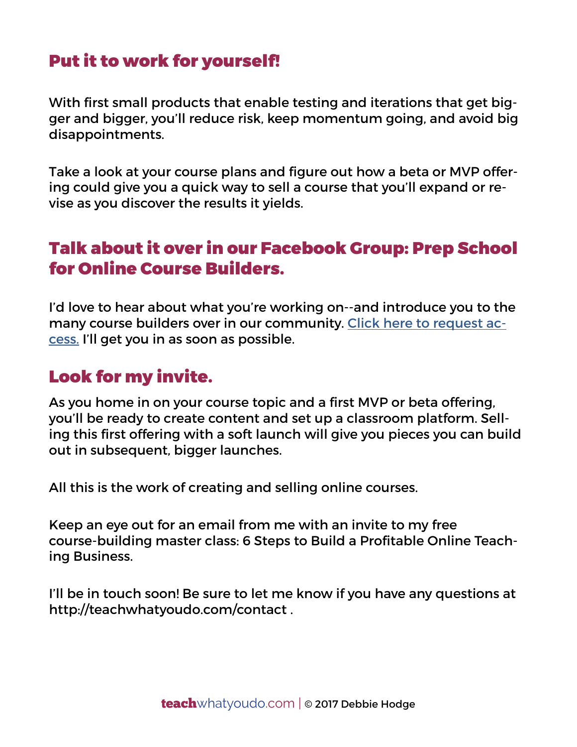## Put it to work for yourself!

With first small products that enable testing and iterations that get bigger and bigger, you'll reduce risk, keep momentum going, and avoid big disappointments.

Take a look at your course plans and figure out how a beta or MVP offering could give you a quick way to sell a course that you'll expand or revise as you discover the results it yields.

## Talk about it over in our Facebook Group: Prep School for Online Course Builders.

I'd love to hear about what you're working on--and introduce you to the many course builders over in our community. Click here to request access. I'll get you in as soon as possible.

## Look for my invite.

As you home in on your course topic and a first MVP or beta offering, you'll be ready to create content and set up a classroom platform. Selling this first offering with a soft launch will give you pieces you can build out in subsequent, bigger launches.

All this is the work of creating and selling online courses.

Keep an eye out for an email from me with an invite to my free course-building master class: 6 Steps to Build a Profitable Online Teaching Business.

I'll be in touch soon! Be sure to let me know if you have any questions at http://teachwhatyoudo.com/contact .